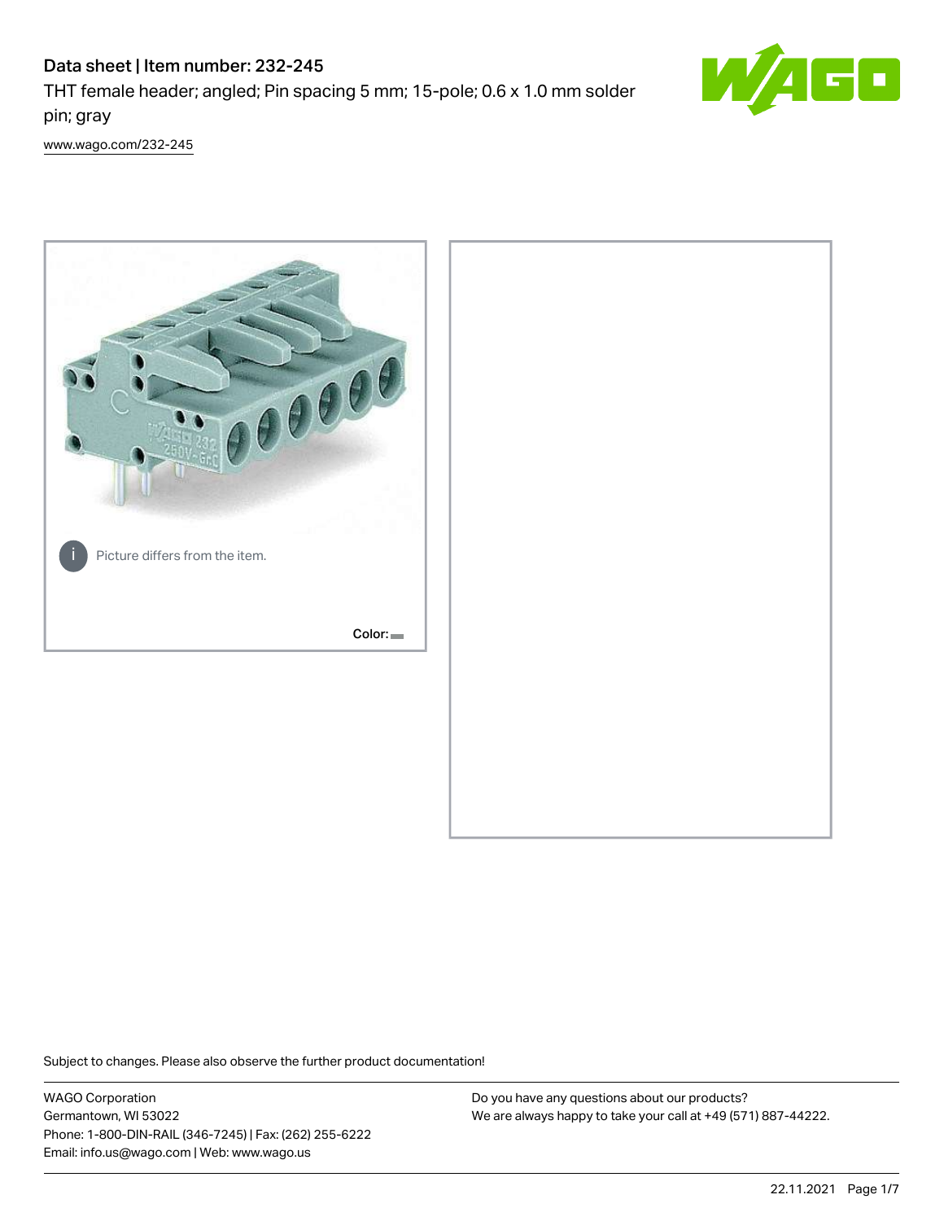# Data sheet | Item number: 232-245

THT female header; angled; Pin spacing 5 mm; 15-pole; 0.6 x 1.0 mm solder pin; gray

www.wago.com/232-245

Picture differs from the item.

Color:

Subject to changes. Please also observe the further product documentation!

WAGO Corporation
Germantown, WI 53022
Phone: 1-800-DIN-RAIL (346-7245) | Fax: (262) 255-6222
Email: info.us@wago.com | Web: www.wago.us

Do you have any questions about our products?
We are always happy to take your call at +49 (571) 887-44222.

22.11.2021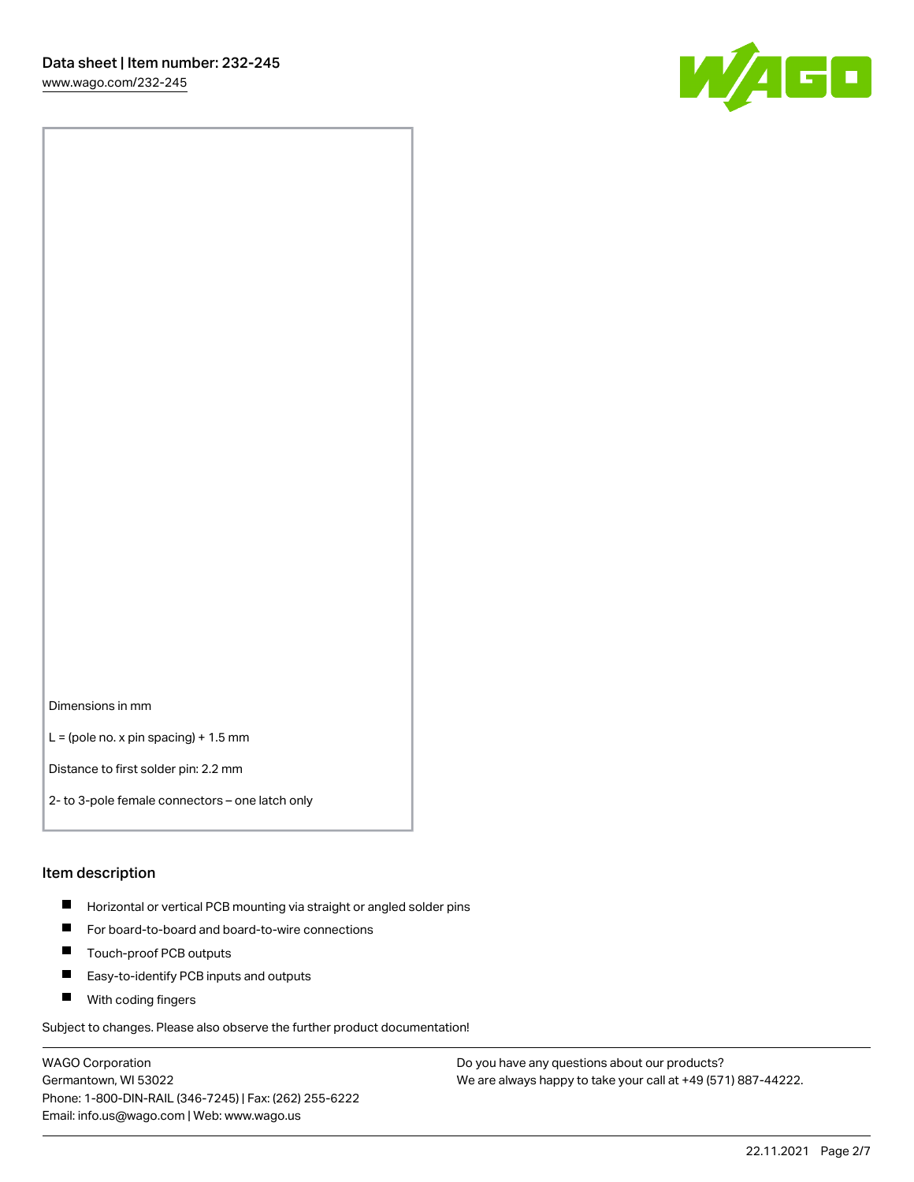Dimensions in mm

L = (pole no. x pin spacing) + 1.5 mm

Distance to first solder pin: 2.2 mm

2- to 3-pole female connectors – one latch only

## Item description

- Horizontal or vertical PCB mounting via straight or angled solder pins
- For board-to-board and board-to-wire connections
- Touch-proof PCB outputs
- Easy-to-identify PCB inputs and outputs
- With coding fingers

Subject to changes. Please also observe the further product documentation!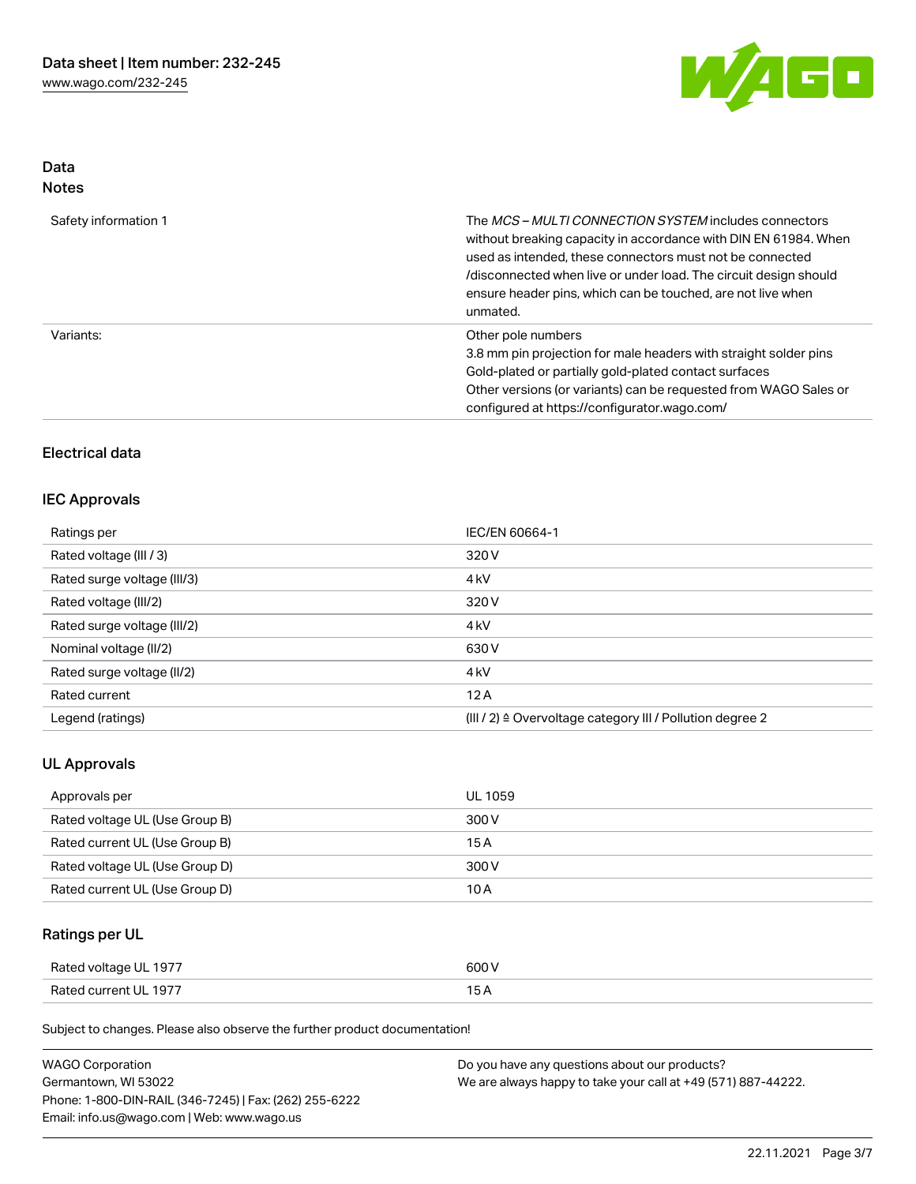## Data
### Notes

| | |
|---|---|
| Safety information 1 | The *MCS – MULTI CONNECTION SYSTEM* includes connectors without breaking capacity in accordance with DIN EN 61984. When used as intended, these connectors must not be connected /disconnected when live or under load. The circuit design should ensure header pins, which can be touched, are not live when unmated. |
| Variants: | Other pole numbers<br>3.8 mm pin projection for male headers with straight solder pins<br>Gold-plated or partially gold-plated contact surfaces<br>Other versions (or variants) can be requested from WAGO Sales or configured at https://configurator.wago.com/ |

## Electrical data

### IEC Approvals

| | |
|---|---|
| Ratings per | IEC/EN 60664-1 |
| Rated voltage (III / 3) | 320 V |
| Rated surge voltage (III/3) | 4 kV |
| Rated voltage (III/2) | 320 V |
| Rated surge voltage (III/2) | 4 kV |
| Nominal voltage (II/2) | 630 V |
| Rated surge voltage (II/2) | 4 kV |
| Rated current | 12 A |
| Legend (ratings) | (III / 2) ≙ Overvoltage category III / Pollution degree 2 |

### UL Approvals

| | |
|---|---|
| Approvals per | UL 1059 |
| Rated voltage UL (Use Group B) | 300 V |
| Rated current UL (Use Group B) | 15 A |
| Rated voltage UL (Use Group D) | 300 V |
| Rated current UL (Use Group D) | 10 A |

### Ratings per UL

| | |
|---|---|
| Rated voltage UL 1977 | 600 V |
| Rated current UL 1977 | 15 A |

Subject to changes. Please also observe the further product documentation!

WAGO Corporation
Germantown, WI 53022
Phone: 1-800-DIN-RAIL (346-7245) | Fax: (262) 255-6222
Email: info.us@wago.com | Web: www.wago.us

Do you have any questions about our products?
We are always happy to take your call at +49 (571) 887-44222.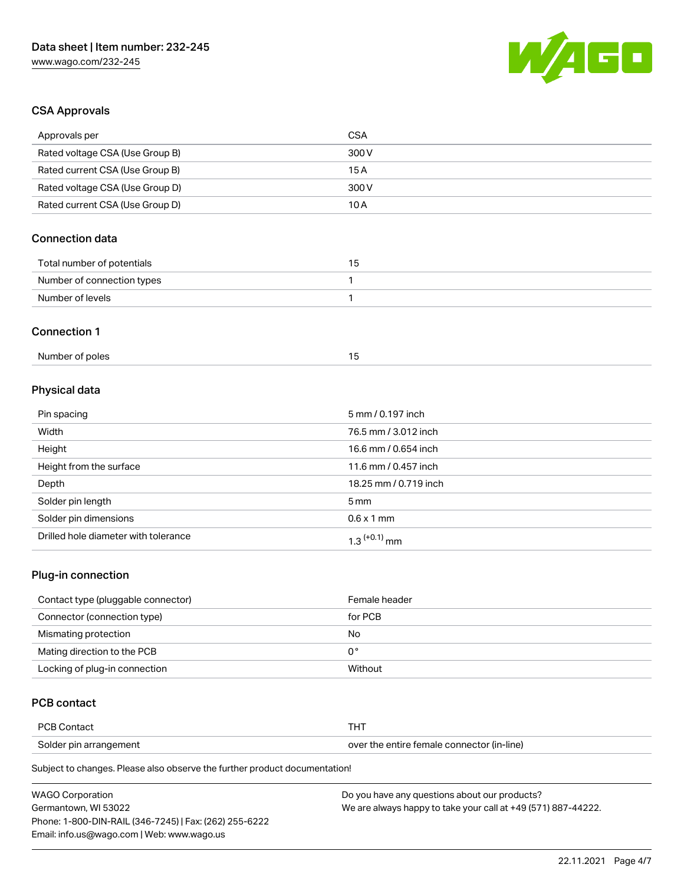## CSA Approvals

| Approvals per | CSA |
| --- | --- |
| Rated voltage CSA (Use Group B) | 300 V |
| Rated current CSA (Use Group B) | 15 A |
| Rated voltage CSA (Use Group D) | 300 V |
| Rated current CSA (Use Group D) | 10 A |

## Connection data

| Total number of potentials | 15 |
| --- | --- |
| Number of connection types | 1 |
| Number of levels | 1 |

## Connection 1

| Number of poles | 15 |
| --- | --- |

## Physical data

| Pin spacing | 5 mm / 0.197 inch |
| --- | --- |
| Width | 76.5 mm / 3.012 inch |
| Height | 16.6 mm / 0.654 inch |
| Height from the surface | 11.6 mm / 0.457 inch |
| Depth | 18.25 mm / 0.719 inch |
| Solder pin length | 5 mm |
| Solder pin dimensions | 0.6 x 1 mm |
| Drilled hole diameter with tolerance | $1.3^{(+0.1)}$ mm |

## Plug-in connection

| Contact type (pluggable connector) | Female header |
| --- | --- |
| Connector (connection type) | for PCB |
| Mismating protection | No |
| Mating direction to the PCB | 0° |
| Locking of plug-in connection | Without |

## PCB contact

| PCB Contact | THT |
| --- | --- |
| Solder pin arrangement | over the entire female connector (in-line) |

Subject to changes. Please also observe the further product documentation!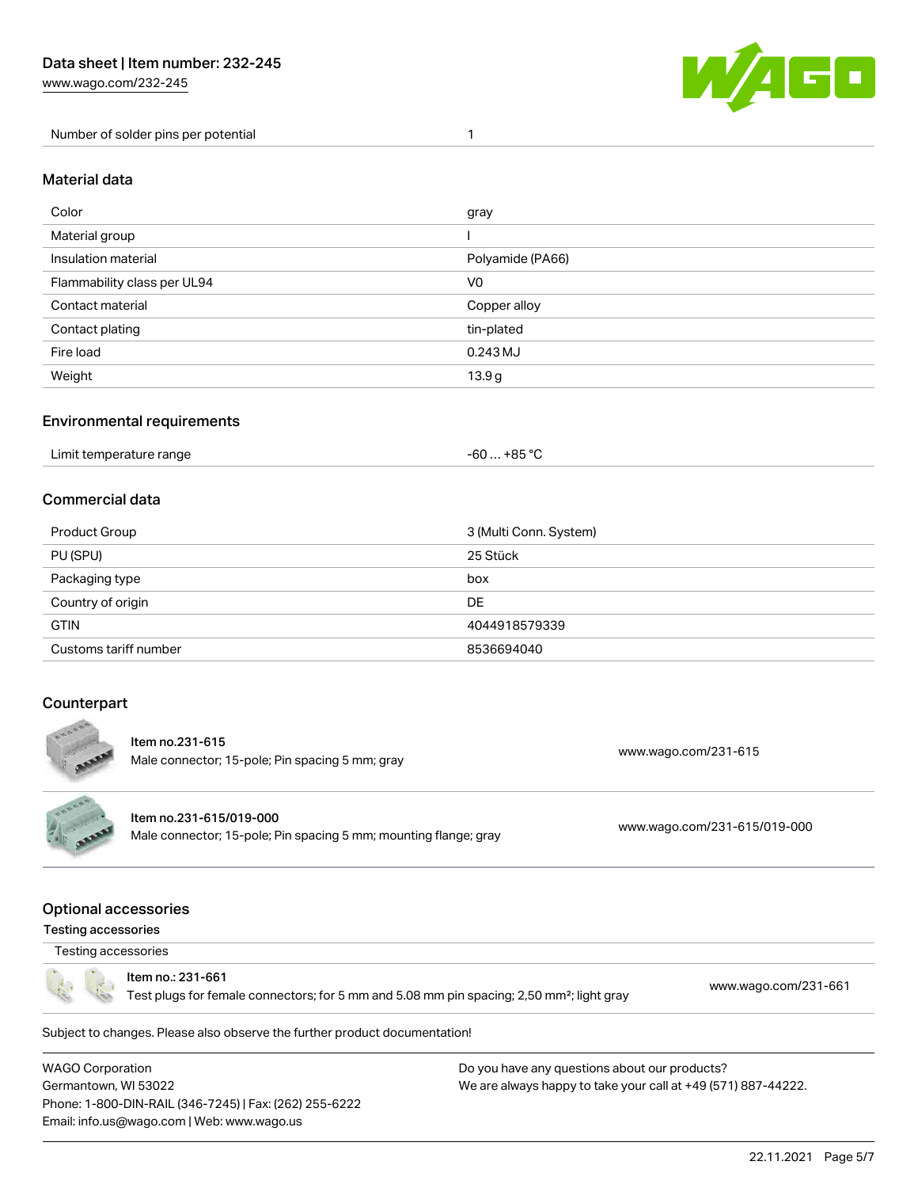| Number of solder pins per potential | 1 |
|---|---|

## Material data

| Color | gray |
|---|---|
| Material group | I |
| Insulation material | Polyamide (PA66) |
| Flammability class per UL94 | V0 |
| Contact material | Copper alloy |
| Contact plating | tin-plated |
| Fire load | 0.243 MJ |
| Weight | 13.9 g |

## Environmental requirements

| Limit temperature range | -60 … +85 °C |
|---|---|

## Commercial data

| Product Group | 3 (Multi Conn. System) |
|---|---|
| PU (SPU) | 25 Stück |
| Packaging type | box |
| Country of origin | DE |
| GTIN | 4044918579339 |
| Customs tariff number | 8536694040 |

## Counterpart

| Item | Link |
|---|---|
| Item no.231-615<br>Male connector; 15-pole; Pin spacing 5 mm; gray | www.wago.com/231-615 |
| Item no.231-615/019-000<br>Male connector; 15-pole; Pin spacing 5 mm; mounting flange; gray | www.wago.com/231-615/019-000 |

## Optional accessories

### Testing accessories

Testing accessories

| Item | Link |
|---|---|
| Item no.: 231-661<br>Test plugs for female connectors; for 5 mm and 5.08 mm pin spacing; 2,50 mm²; light gray | www.wago.com/231-661 |

Subject to changes. Please also observe the further product documentation!

WAGO Corporation
Germantown, WI 53022
Phone: 1-800-DIN-RAIL (346-7245) | Fax: (262) 255-6222
Email: info.us@wago.com | Web: www.wago.us

Do you have any questions about our products?
We are always happy to take your call at +49 (571) 887-44222.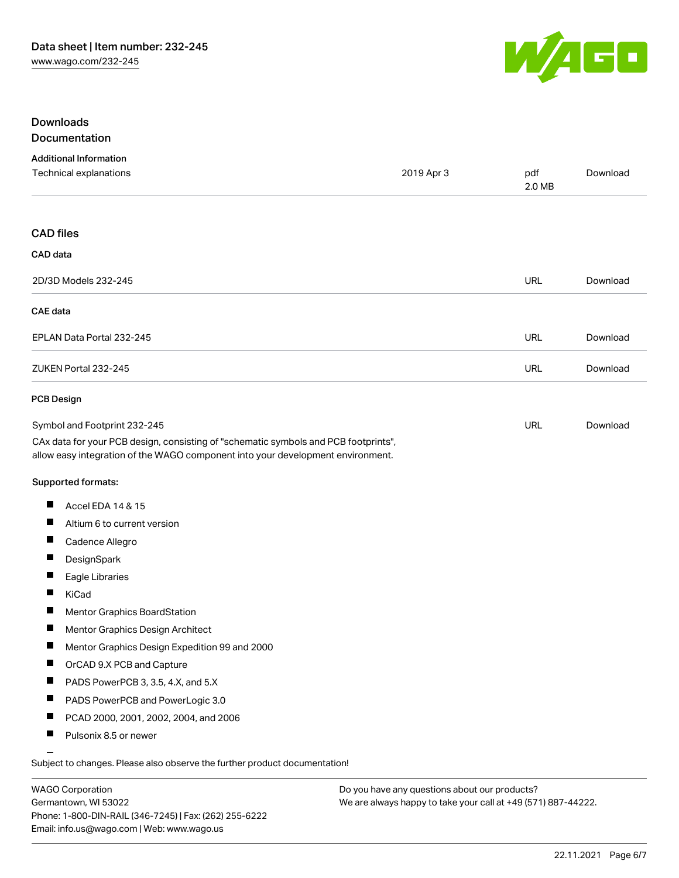## Downloads

### Documentation

**Additional Information**

| | | | |
|---|---|---|---|
| Technical explanations | 2019 Apr 3 | pdf 2.0 MB | Download |

### CAD files

**CAD data**

| | | |
|---|---|---|
| 2D/3D Models 232-245 | URL | Download |

**CAE data**

| | | |
|---|---|---|
| EPLAN Data Portal 232-245 | URL | Download |
| ZUKEN Portal 232-245 | URL | Download |

**PCB Design**

| | | |
|---|---|---|
| Symbol and Footprint 232-245 | URL | Download |

CAx data for your PCB design, consisting of "schematic symbols and PCB footprints", allow easy integration of the WAGO component into your development environment.

**Supported formats:**

- Accel EDA 14 & 15
- Altium 6 to current version
- Cadence Allegro
- DesignSpark
- Eagle Libraries
- KiCad
- Mentor Graphics BoardStation
- Mentor Graphics Design Architect
- Mentor Graphics Design Expedition 99 and 2000
- OrCAD 9.X PCB and Capture
- PADS PowerPCB 3, 3.5, 4.X, and 5.X
- PADS PowerPCB and PowerLogic 3.0
- PCAD 2000, 2001, 2002, 2004, and 2006
- Pulsonix 8.5 or newer

Subject to changes. Please also observe the further product documentation!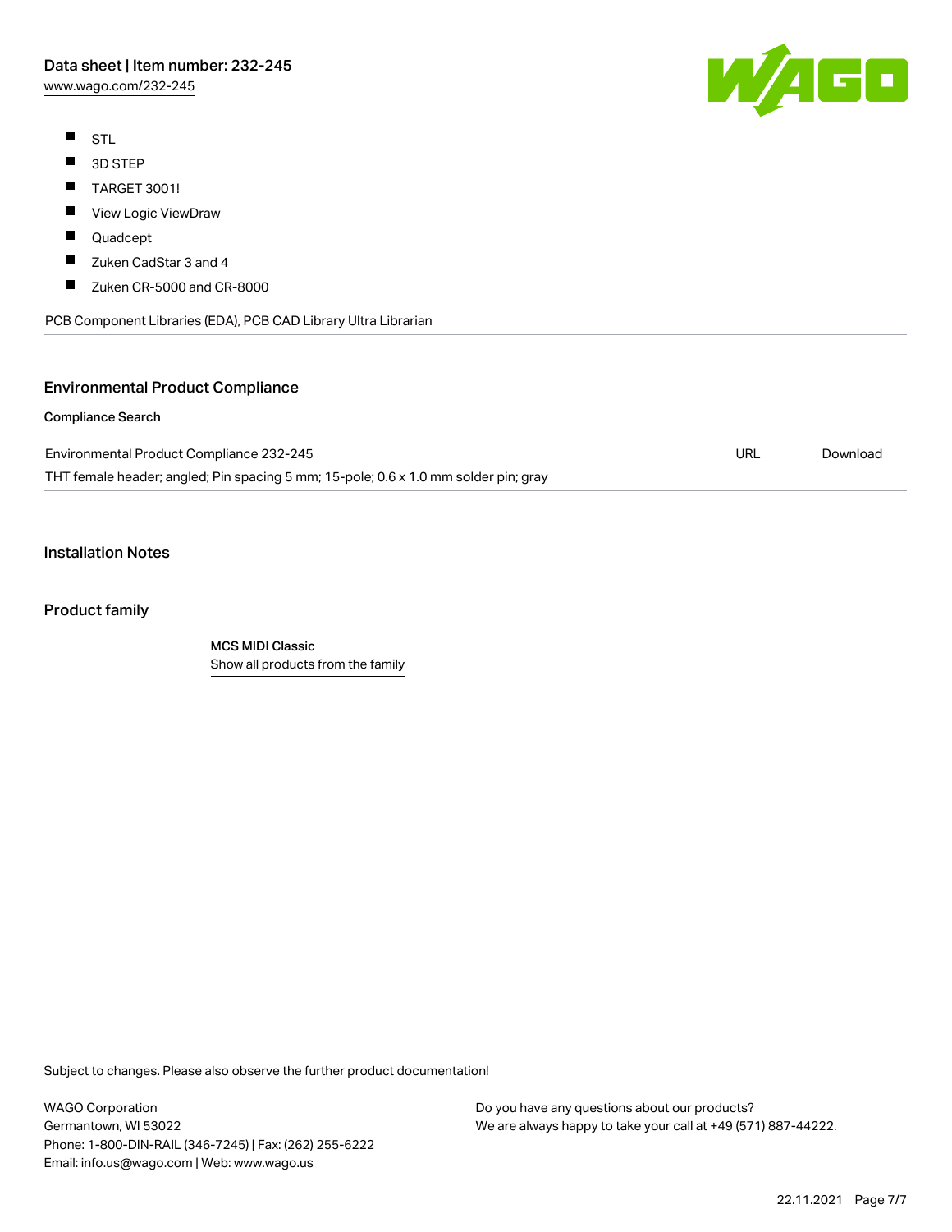- STL
- 3D STEP
- TARGET 3001!
- View Logic ViewDraw
- Quadcept
- Zuken CadStar 3 and 4
- Zuken CR-5000 and CR-8000

PCB Component Libraries (EDA), PCB CAD Library Ultra Librarian

## Environmental Product Compliance

### Compliance Search

| | | |
|---|---|---|
| Environmental Product Compliance 232-245 | URL | Download |
| THT female header; angled; Pin spacing 5 mm; 15-pole; 0.6 x 1.0 mm solder pin; gray | | |

## Installation Notes

## Product family

MCS MIDI Classic
Show all products from the family

Subject to changes. Please also observe the further product documentation!

WAGO Corporation
Germantown, WI 53022
Phone: 1-800-DIN-RAIL (346-7245) | Fax: (262) 255-6222
Email: info.us@wago.com | Web: www.wago.us

Do you have any questions about our products?
We are always happy to take your call at +49 (571) 887-44222.